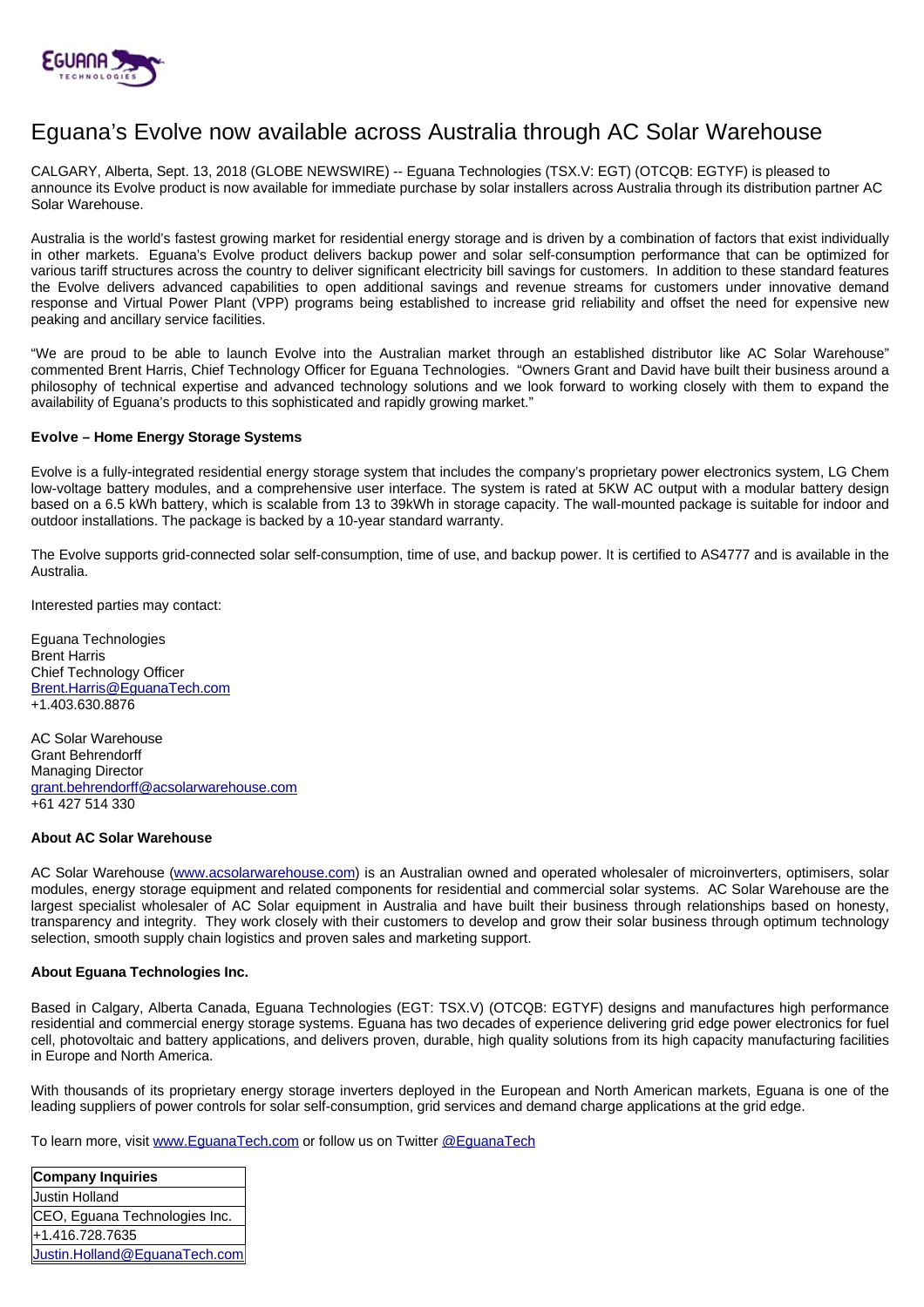# Eguana's Evolve now available across Australia through AC Solar Warehouse

CALGARY, Alberta, Sept. 13, 2018 (GLOBE NEWSWIRE) -- Eguana Technologies (TSX.V: EGT) (OTCQB: EGTYF) is pleased to announce its Evolve product is now available for immediate purchase by solar installers across Australia through its distribution partner AC Solar Warehouse.

Australia is the world's fastest growing market for residential energy storage and is driven by a combination of factors that exist individually in other markets. Eguana's Evolve product delivers backup power and solar self-consumption performance that can be optimized for various tariff structures across the country to deliver significant electricity bill savings for customers. In addition to these standard features the Evolve delivers advanced capabilities to open additional savings and revenue streams for customers under innovative demand response and Virtual Power Plant (VPP) programs being established to increase grid reliability and offset the need for expensive new peaking and ancillary service facilities.

"We are proud to be able to launch Evolve into the Australian market through an established distributor like AC Solar Warehouse" commented Brent Harris, Chief Technology Officer for Eguana Technologies. "Owners Grant and David have built their business around a philosophy of technical expertise and advanced technology solutions and we look forward to working closely with them to expand the availability of Eguana's products to this sophisticated and rapidly growing market."

**Evolve – Home Energy Storage Systems**

Evolve is a fully-integrated residential energy storage system that includes the company's proprietary power electronics system, LG Chem low-voltage battery modules, and a comprehensive user interface. The system is rated at 5KW AC output with a modular battery design based on a 6.5 kWh battery, which is scalable from 13 to 39kWh in storage capacity. The wall-mounted package is suitable for indoor and outdoor installations. The package is backed by a 10-year standard warranty.

The Evolve supports grid-connected solar self-consumption, time of use, and backup power. It is certified to AS4777 and is available in the Australia.

Interested parties may contact:

Eguana Technologies
Brent Harris
Chief Technology Officer
Brent.Harris@EguanaTech.com
+1.403.630.8876

AC Solar Warehouse
Grant Behrendorff
Managing Director
grant.behrendorff@acsolarwarehouse.com
+61 427 514 330

**About AC Solar Warehouse**

AC Solar Warehouse (www.acsolarwarehouse.com) is an Australian owned and operated wholesaler of microinverters, optimisers, solar modules, energy storage equipment and related components for residential and commercial solar systems. AC Solar Warehouse are the largest specialist wholesaler of AC Solar equipment in Australia and have built their business through relationships based on honesty, transparency and integrity. They work closely with their customers to develop and grow their solar business through optimum technology selection, smooth supply chain logistics and proven sales and marketing support.

**About Eguana Technologies Inc.**

Based in Calgary, Alberta Canada, Eguana Technologies (EGT: TSX.V) (OTCQB: EGTYF) designs and manufactures high performance residential and commercial energy storage systems. Eguana has two decades of experience delivering grid edge power electronics for fuel cell, photovoltaic and battery applications, and delivers proven, durable, high quality solutions from its high capacity manufacturing facilities in Europe and North America.

With thousands of its proprietary energy storage inverters deployed in the European and North American markets, Eguana is one of the leading suppliers of power controls for solar self-consumption, grid services and demand charge applications at the grid edge.

To learn more, visit www.EguanaTech.com or follow us on Twitter @EguanaTech

| **Company Inquiries** |
| --- |
| Justin Holland |
| CEO, Eguana Technologies Inc. |
| +1.416.728.7635 |
| Justin.Holland@EguanaTech.com |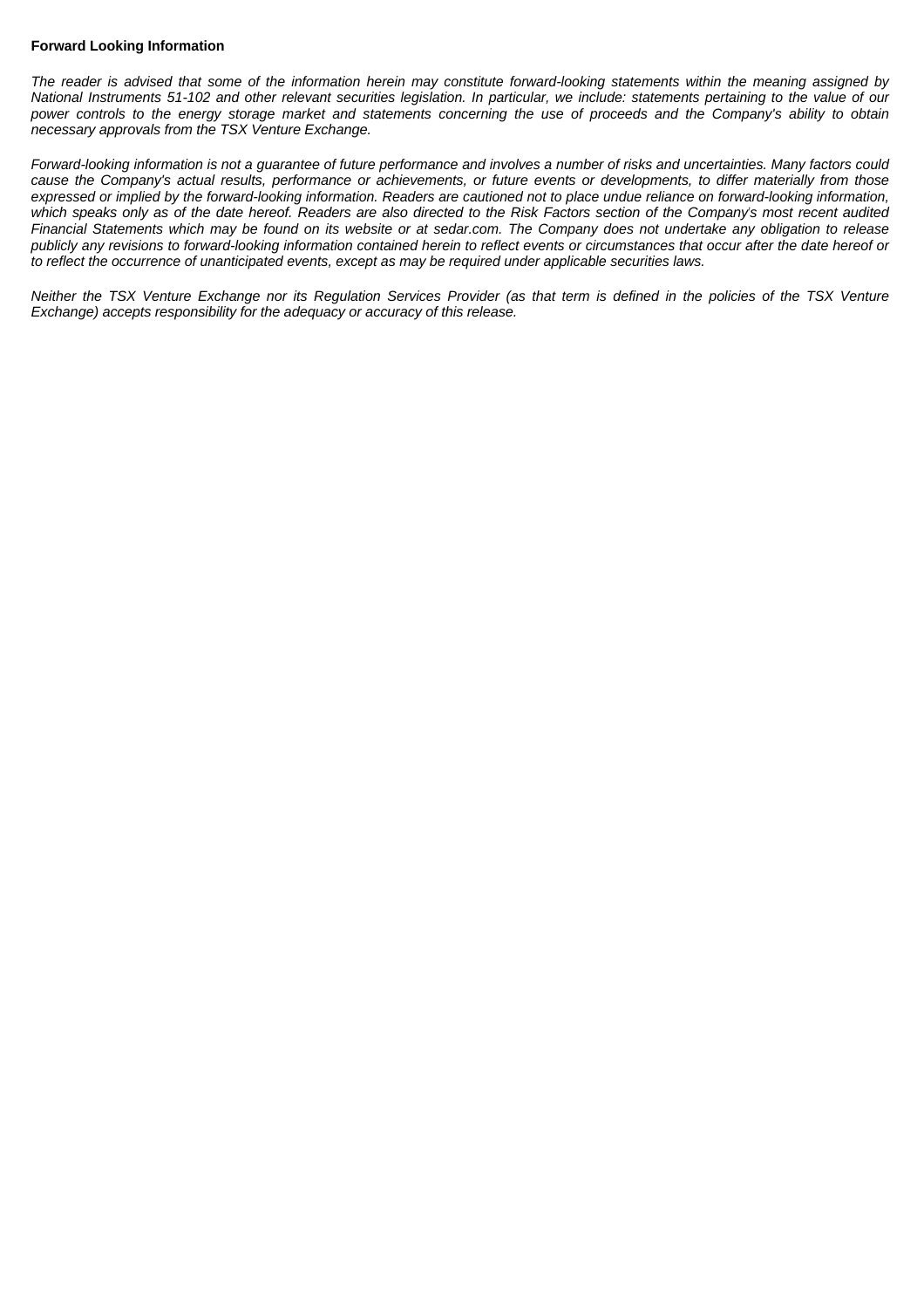**Forward Looking Information**

*The reader is advised that some of the information herein may constitute forward-looking statements within the meaning assigned by National Instruments 51-102 and other relevant securities legislation. In particular, we include: statements pertaining to the value of our power controls to the energy storage market and statements concerning the use of proceeds and the Company's ability to obtain necessary approvals from the TSX Venture Exchange.*

*Forward-looking information is not a guarantee of future performance and involves a number of risks and uncertainties. Many factors could cause the Company's actual results, performance or achievements, or future events or developments, to differ materially from those expressed or implied by the forward-looking information. Readers are cautioned not to place undue reliance on forward-looking information, which speaks only as of the date hereof. Readers are also directed to the Risk Factors section of the Company's most recent audited Financial Statements which may be found on its website or at sedar.com. The Company does not undertake any obligation to release publicly any revisions to forward-looking information contained herein to reflect events or circumstances that occur after the date hereof or to reflect the occurrence of unanticipated events, except as may be required under applicable securities laws.*

*Neither the TSX Venture Exchange nor its Regulation Services Provider (as that term is defined in the policies of the TSX Venture Exchange) accepts responsibility for the adequacy or accuracy of this release.*